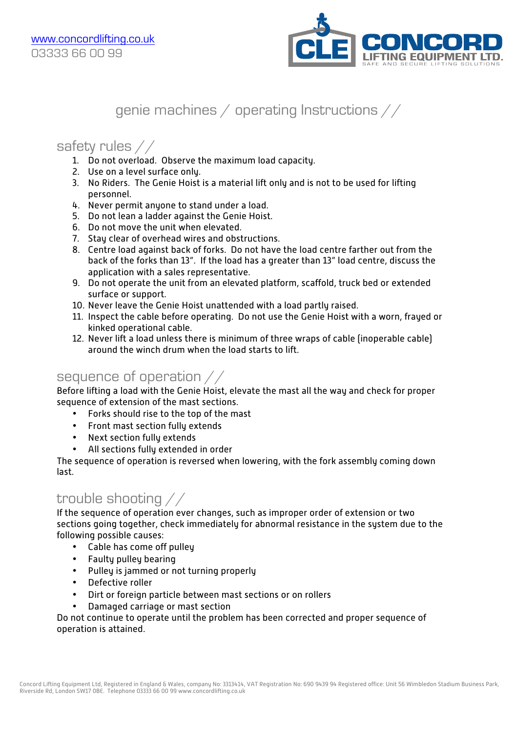www.concordlifting.co.uk
03333 66 00 99

CLE CONCORD LIFTING EQUIPMENT LTD.
SAFE AND SECURE LIFTING SOLUTIONS

# genie machines / operating Instructions //

## safety rules //

1. Do not overload. Observe the maximum load capacity.
2. Use on a level surface only.
3. No Riders. The Genie Hoist is a material lift only and is not to be used for lifting personnel.
4. Never permit anyone to stand under a load.
5. Do not lean a ladder against the Genie Hoist.
6. Do not move the unit when elevated.
7. Stay clear of overhead wires and obstructions.
8. Centre load against back of forks. Do not have the load centre farther out from the back of the forks than 13". If the load has a greater than 13" load centre, discuss the application with a sales representative.
9. Do not operate the unit from an elevated platform, scaffold, truck bed or extended surface or support.
10. Never leave the Genie Hoist unattended with a load partly raised.
11. Inspect the cable before operating. Do not use the Genie Hoist with a worn, frayed or kinked operational cable.
12. Never lift a load unless there is minimum of three wraps of cable (inoperable cable) around the winch drum when the load starts to lift.

## sequence of operation //

Before lifting a load with the Genie Hoist, elevate the mast all the way and check for proper sequence of extension of the mast sections.

- Forks should rise to the top of the mast
- Front mast section fully extends
- Next section fully extends
- All sections fully extended in order

The sequence of operation is reversed when lowering, with the fork assembly coming down last.

## trouble shooting //

If the sequence of operation ever changes, such as improper order of extension or two sections going together, check immediately for abnormal resistance in the system due to the following possible causes:

- Cable has come off pulley
- Faulty pulley bearing
- Pulley is jammed or not turning properly
- Defective roller
- Dirt or foreign particle between mast sections or on rollers
- Damaged carriage or mast section

Do not continue to operate until the problem has been corrected and proper sequence of operation is attained.

Concord Lifting Equipment Ltd, Registered in England & Wales, company No: 3313414, VAT Registration No: 690 9439 94 Registered office: Unit 56 Wimbledon Stadium Business Park, Riverside Rd, London SW17 0BE. Telephone 03333 66 00 99 www.concordlifting.co.uk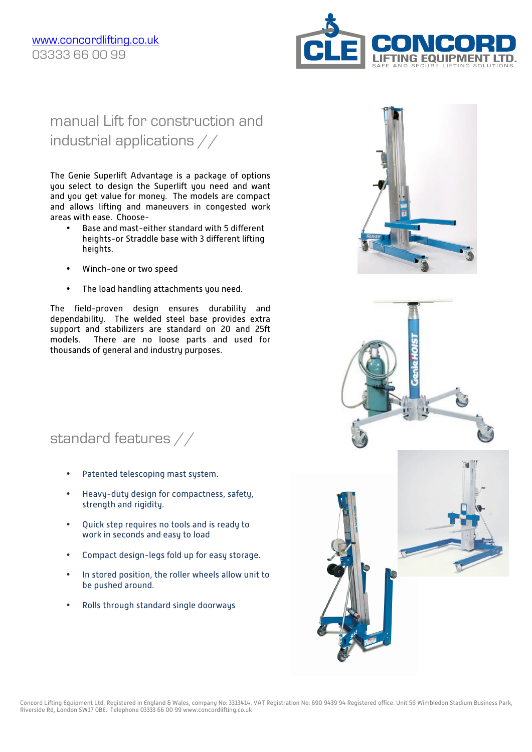www.concordlifting.co.uk
03333 66 00 99

## manual Lift for construction and industrial applications //

The Genie Superlift Advantage is a package of options you select to design the Superlift you need and want and you get value for money. The models are compact and allows lifting and maneuvers in congested work areas with ease. Choose-

- Base and mast-either standard with 5 different heights-or Straddle base with 3 different lifting heights.
- Winch-one or two speed
- The load handling attachments you need.

The field-proven design ensures durability and dependability. The welded steel base provides extra support and stabilizers are standard on 20 and 25ft models. There are no loose parts and used for thousands of general and industry purposes.

## standard features //

- Patented telescoping mast system.
- Heavy-duty design for compactness, safety, strength and rigidity.
- Quick step requires no tools and is ready to work in seconds and easy to load
- Compact design-legs fold up for easy storage.
- In stored position, the roller wheels allow unit to be pushed around.
- Rolls through standard single doorways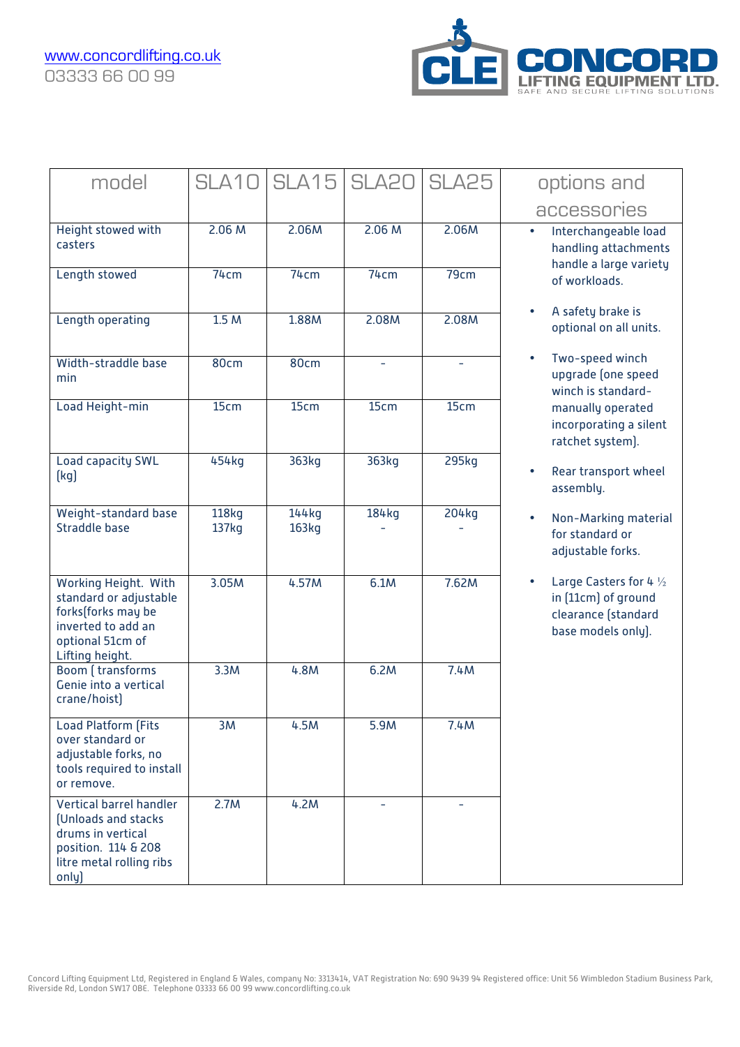www.concordlifting.co.uk
03333 66 00 99

CONCORD LIFTING EQUIPMENT LTD.
SAFE AND SECURE LIFTING SOLUTIONS

| model | SLA10 | SLA15 | SLA20 | SLA25 |
|---|---|---|---|---|
| Height stowed with casters | 2.06 M | 2.06M | 2.06 M | 2.06M |
| Length stowed | 74cm | 74cm | 74cm | 79cm |
| Length operating | 1.5 M | 1.88M | 2.08M | 2.08M |
| Width-straddle base min | 80cm | 80cm | - | - |
| Load Height-min | 15cm | 15cm | 15cm | 15cm |
| Load capacity SWL (kg) | 454kg | 363kg | 363kg | 295kg |
| Weight-standard base<br>Straddle base | 118kg<br>137kg | 144kg<br>163kg | 184kg<br>- | 204kg<br>- |
| Working Height. With standard or adjustable forks(forks may be inverted to add an optional 51cm of Lifting height. | 3.05M | 4.57M | 6.1M | 7.62M |
| Boom ( transforms Genie into a vertical crane/hoist) | 3.3M | 4.8M | 6.2M | 7.4M |
| Load Platform (Fits over standard or adjustable forks, no tools required to install or remove. | 3M | 4.5M | 5.9M | 7.4M |
| Vertical barrel handler (Unloads and stacks drums in vertical position. 114 & 208 litre metal rolling ribs only) | 2.7M | 4.2M | - | - |

## options and accessories

- Interchangeable load handling attachments handle a large variety of workloads.
- A safety brake is optional on all units.
- Two-speed winch upgrade (one speed winch is standard-manually operated incorporating a silent ratchet system).
- Rear transport wheel assembly.
- Non-Marking material for standard or adjustable forks.
- Large Casters for 4 ½ in (11cm) of ground clearance (standard base models only).

Concord Lifting Equipment Ltd, Registered in England & Wales, company No: 3313414, VAT Registration No: 690 9439 94 Registered office: Unit 56 Wimbledon Stadium Business Park, Riverside Rd, London SW17 0BE. Telephone 03333 66 00 99 www.concordlifting.co.uk